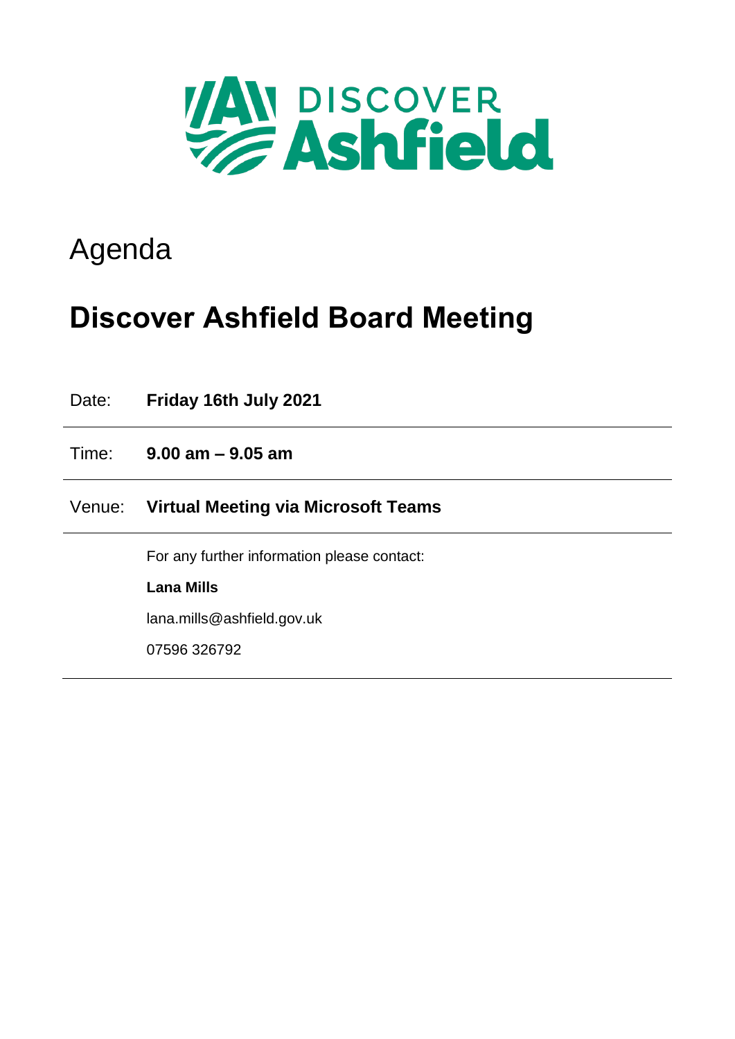DISCOVER Ashfield

# Agenda

# Discover Ashfield Board Meeting

| | |
|---|---|
| Date: | **Friday 16th July 2021** |
| Time: | **9.00 am – 9.05 am** |
| Venue: | **Virtual Meeting via Microsoft Teams** |

For any further information please contact:

**Lana Mills**

lana.mills@ashfield.gov.uk

07596 326792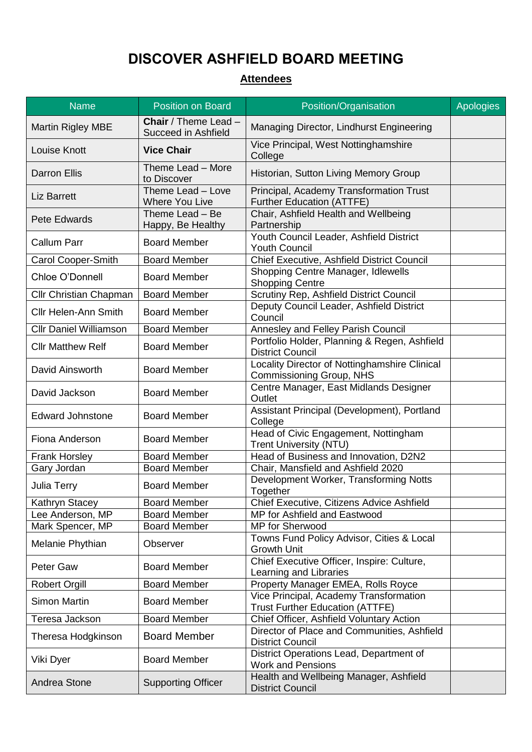# DISCOVER ASHFIELD BOARD MEETING

## Attendees

| Name | Position on Board | Position/Organisation | Apologies |
|---|---|---|---|
| Martin Rigley MBE | **Chair** / Theme Lead – Succeed in Ashfield | Managing Director, Lindhurst Engineering | |
| Louise Knott | **Vice Chair** | Vice Principal, West Nottinghamshire College | |
| Darron Ellis | Theme Lead – More to Discover | Historian, Sutton Living Memory Group | |
| Liz Barrett | Theme Lead – Love Where You Live | Principal, Academy Transformation Trust Further Education (ATTFE) | |
| Pete Edwards | Theme Lead – Be Happy, Be Healthy | Chair, Ashfield Health and Wellbeing Partnership | |
| Callum Parr | Board Member | Youth Council Leader, Ashfield District Youth Council | |
| Carol Cooper-Smith | Board Member | Chief Executive, Ashfield District Council | |
| Chloe O'Donnell | Board Member | Shopping Centre Manager, Idlewells Shopping Centre | |
| Cllr Christian Chapman | Board Member | Scrutiny Rep, Ashfield District Council | |
| Cllr Helen-Ann Smith | Board Member | Deputy Council Leader, Ashfield District Council | |
| Cllr Daniel Williamson | Board Member | Annesley and Felley Parish Council | |
| Cllr Matthew Relf | Board Member | Portfolio Holder, Planning & Regen, Ashfield District Council | |
| David Ainsworth | Board Member | Locality Director of Nottinghamshire Clinical Commissioning Group, NHS | |
| David Jackson | Board Member | Centre Manager, East Midlands Designer Outlet | |
| Edward Johnstone | Board Member | Assistant Principal (Development), Portland College | |
| Fiona Anderson | Board Member | Head of Civic Engagement, Nottingham Trent University (NTU) | |
| Frank Horsley | Board Member | Head of Business and Innovation, D2N2 | |
| Gary Jordan | Board Member | Chair, Mansfield and Ashfield 2020 | |
| Julia Terry | Board Member | Development Worker, Transforming Notts Together | |
| Kathryn Stacey | Board Member | Chief Executive, Citizens Advice Ashfield | |
| Lee Anderson, MP | Board Member | MP for Ashfield and Eastwood | |
| Mark Spencer, MP | Board Member | MP for Sherwood | |
| Melanie Phythian | Observer | Towns Fund Policy Advisor, Cities & Local Growth Unit | |
| Peter Gaw | Board Member | Chief Executive Officer, Inspire: Culture, Learning and Libraries | |
| Robert Orgill | Board Member | Property Manager EMEA, Rolls Royce | |
| Simon Martin | Board Member | Vice Principal, Academy Transformation Trust Further Education (ATTFE) | |
| Teresa Jackson | Board Member | Chief Officer, Ashfield Voluntary Action | |
| Theresa Hodgkinson | Board Member | Director of Place and Communities, Ashfield District Council | |
| Viki Dyer | Board Member | District Operations Lead, Department of Work and Pensions | |
| Andrea Stone | Supporting Officer | Health and Wellbeing Manager, Ashfield District Council | |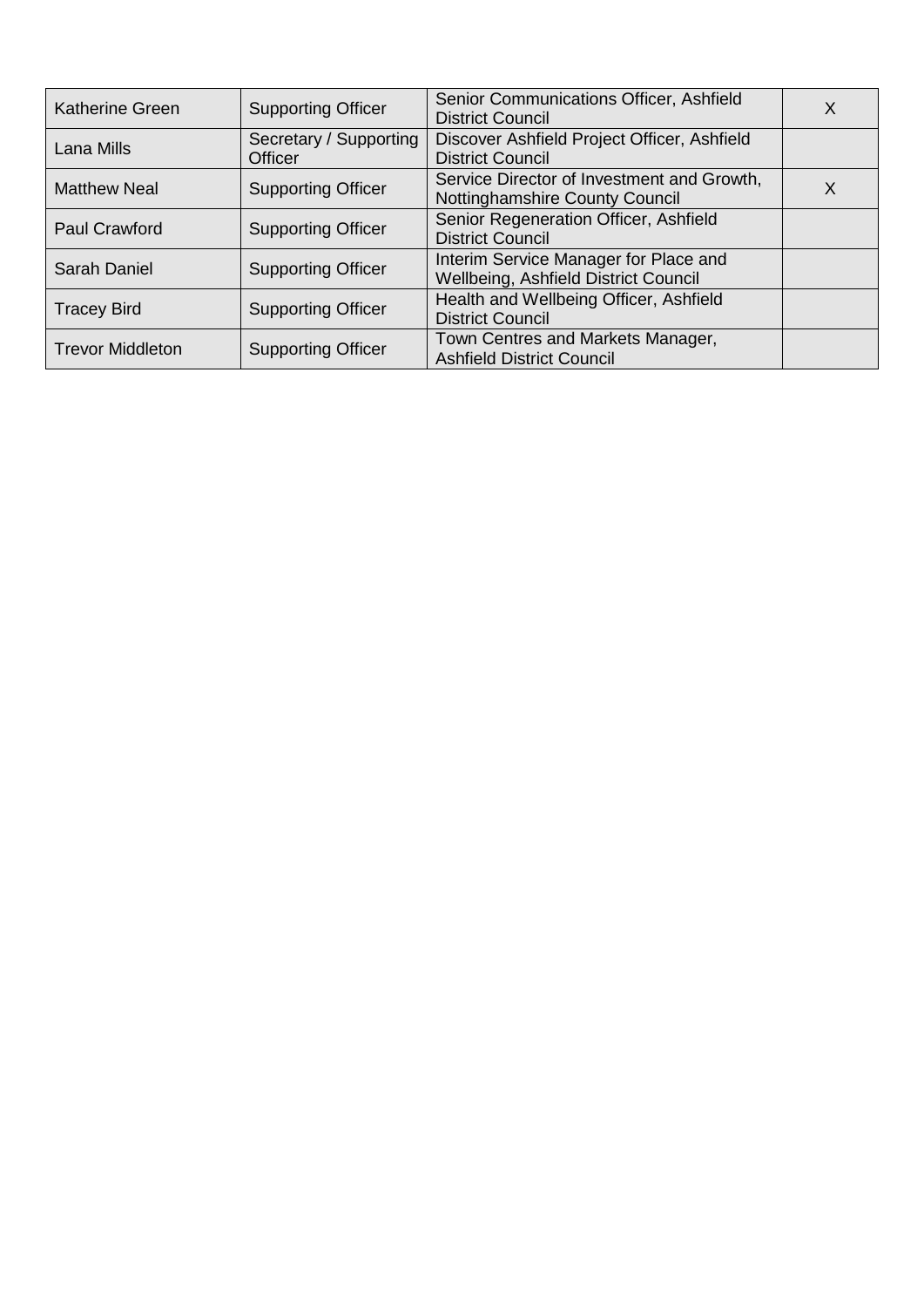| | | | |
|---|---|---|---|
| Katherine Green | Supporting Officer | Senior Communications Officer, Ashfield District Council | X |
| Lana Mills | Secretary / Supporting Officer | Discover Ashfield Project Officer, Ashfield District Council | |
| Matthew Neal | Supporting Officer | Service Director of Investment and Growth, Nottinghamshire County Council | X |
| Paul Crawford | Supporting Officer | Senior Regeneration Officer, Ashfield District Council | |
| Sarah Daniel | Supporting Officer | Interim Service Manager for Place and Wellbeing, Ashfield District Council | |
| Tracey Bird | Supporting Officer | Health and Wellbeing Officer, Ashfield District Council | |
| Trevor Middleton | Supporting Officer | Town Centres and Markets Manager, Ashfield District Council | |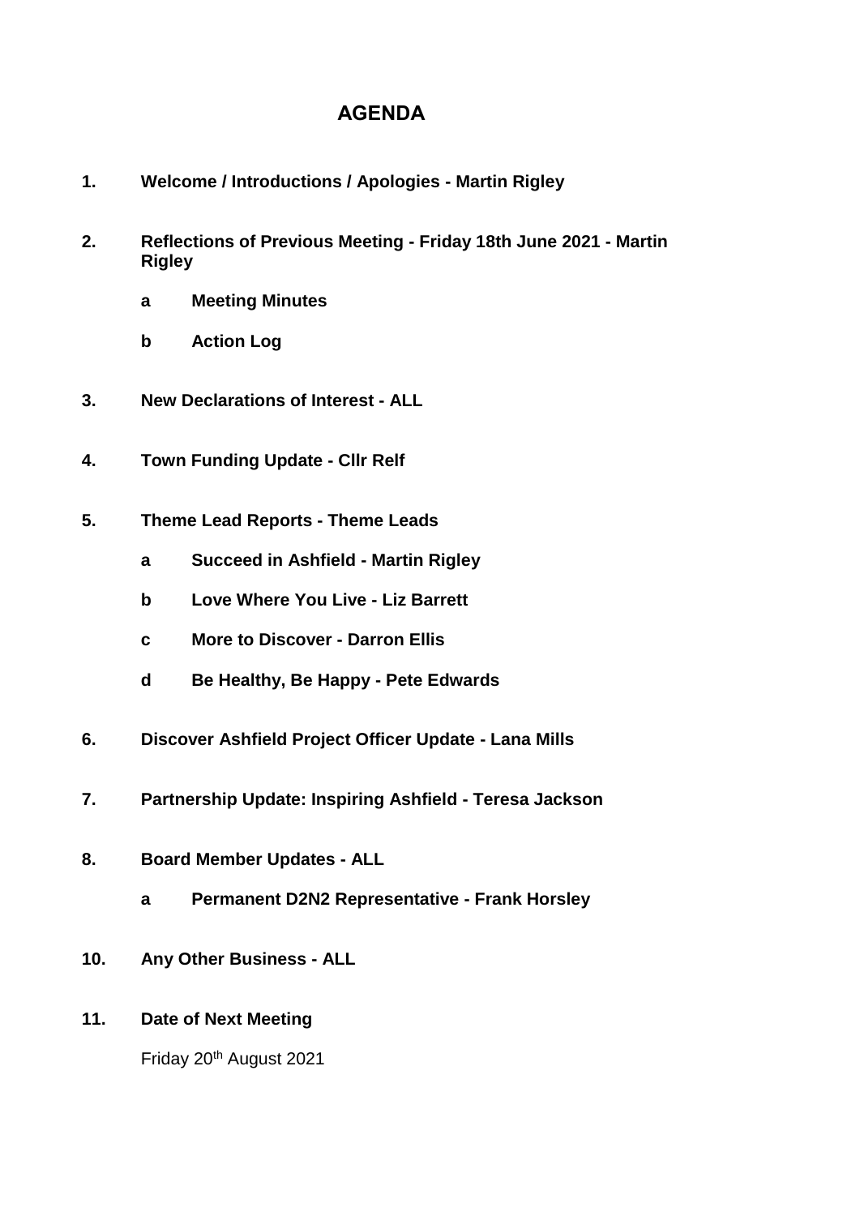# AGENDA

**1. Welcome / Introductions / Apologies - Martin Rigley**

**2. Reflections of Previous Meeting - Friday 18th June 2021 - Martin Rigley**

- **a Meeting Minutes**
- **b Action Log**

**3. New Declarations of Interest - ALL**

**4. Town Funding Update - Cllr Relf**

**5. Theme Lead Reports - Theme Leads**

- **a Succeed in Ashfield - Martin Rigley**
- **b Love Where You Live - Liz Barrett**
- **c More to Discover - Darron Ellis**
- **d Be Healthy, Be Happy - Pete Edwards**

**6. Discover Ashfield Project Officer Update - Lana Mills**

**7. Partnership Update: Inspiring Ashfield - Teresa Jackson**

**8. Board Member Updates - ALL**

- **a Permanent D2N2 Representative - Frank Horsley**

**10. Any Other Business - ALL**

**11. Date of Next Meeting**

Friday 20th August 2021